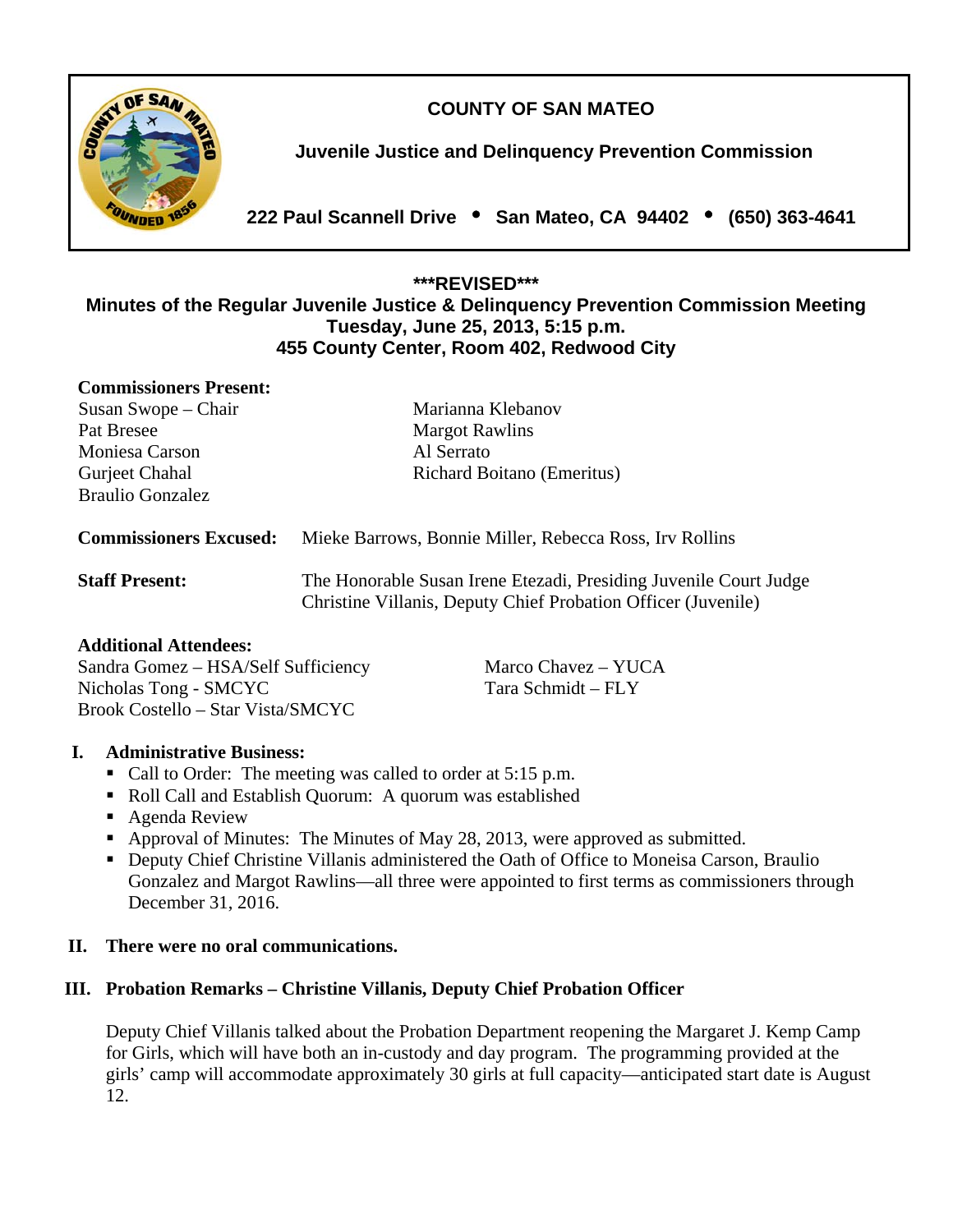# COUNTY OF SAN MATEO

## Juvenile Justice and Delinquency Prevention Commission

**222 Paul Scannell Drive • San Mateo, CA 94402 • (650) 363-4641**

**\*\*\*REVISED\*\*\***

**Minutes of the Regular Juvenile Justice & Delinquency Prevention Commission Meeting**
**Tuesday, June 25, 2013, 5:15 p.m.**
**455 County Center, Room 402, Redwood City**

**Commissioners Present:**

Susan Swope – Chair
Pat Bresee
Moniesa Carson
Gurjeet Chahal
Braulio Gonzalez
Marianna Klebanov
Margot Rawlins
Al Serrato
Richard Boitano (Emeritus)

**Commissioners Excused:** Mieke Barrows, Bonnie Miller, Rebecca Ross, Irv Rollins

**Staff Present:** The Honorable Susan Irene Etezadi, Presiding Juvenile Court Judge
Christine Villanis, Deputy Chief Probation Officer (Juvenile)

**Additional Attendees:**

Sandra Gomez – HSA/Self Sufficiency
Nicholas Tong - SMCYC
Brook Costello – Star Vista/SMCYC
Marco Chavez – YUCA
Tara Schmidt – FLY

**I. Administrative Business:**

- Call to Order: The meeting was called to order at 5:15 p.m.
- Roll Call and Establish Quorum: A quorum was established
- Agenda Review
- Approval of Minutes: The Minutes of May 28, 2013, were approved as submitted.
- Deputy Chief Christine Villanis administered the Oath of Office to Moneisa Carson, Braulio Gonzalez and Margot Rawlins—all three were appointed to first terms as commissioners through December 31, 2016.

**II. There were no oral communications.**

**III. Probation Remarks – Christine Villanis, Deputy Chief Probation Officer**

Deputy Chief Villanis talked about the Probation Department reopening the Margaret J. Kemp Camp for Girls, which will have both an in-custody and day program. The programming provided at the girls' camp will accommodate approximately 30 girls at full capacity—anticipated start date is August 12.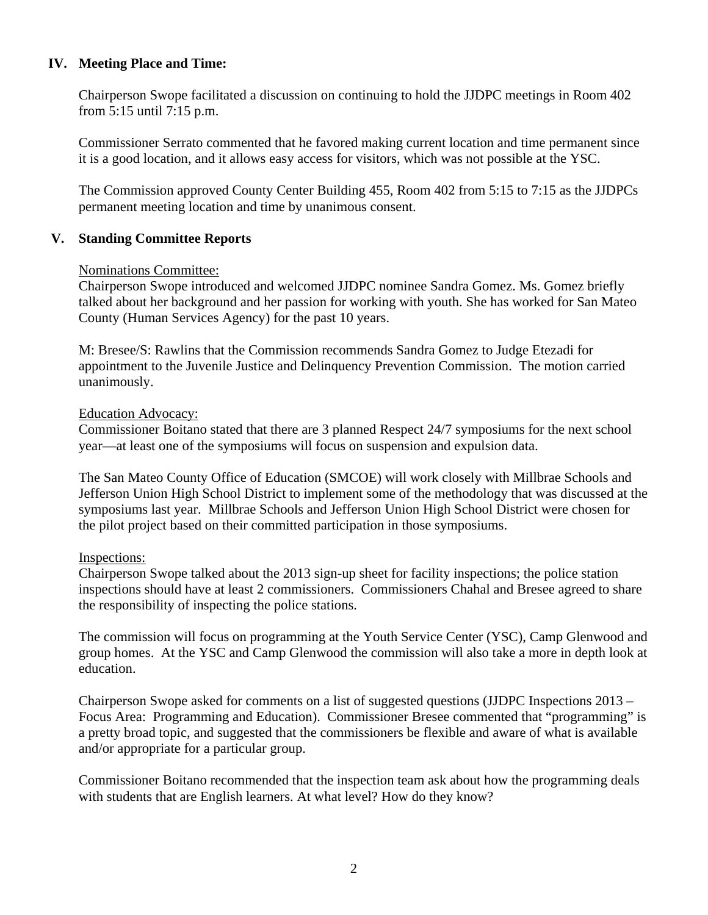## IV. Meeting Place and Time:

Chairperson Swope facilitated a discussion on continuing to hold the JJDPC meetings in Room 402 from 5:15 until 7:15 p.m.

Commissioner Serrato commented that he favored making current location and time permanent since it is a good location, and it allows easy access for visitors, which was not possible at the YSC.

The Commission approved County Center Building 455, Room 402 from 5:15 to 7:15 as the JJDPCs permanent meeting location and time by unanimous consent.

## V. Standing Committee Reports

Nominations Committee:
Chairperson Swope introduced and welcomed JJDPC nominee Sandra Gomez. Ms. Gomez briefly talked about her background and her passion for working with youth. She has worked for San Mateo County (Human Services Agency) for the past 10 years.

M: Bresee/S: Rawlins that the Commission recommends Sandra Gomez to Judge Etezadi for appointment to the Juvenile Justice and Delinquency Prevention Commission. The motion carried unanimously.

Education Advocacy:
Commissioner Boitano stated that there are 3 planned Respect 24/7 symposiums for the next school year—at least one of the symposiums will focus on suspension and expulsion data.

The San Mateo County Office of Education (SMCOE) will work closely with Millbrae Schools and Jefferson Union High School District to implement some of the methodology that was discussed at the symposiums last year. Millbrae Schools and Jefferson Union High School District were chosen for the pilot project based on their committed participation in those symposiums.

Inspections:
Chairperson Swope talked about the 2013 sign-up sheet for facility inspections; the police station inspections should have at least 2 commissioners. Commissioners Chahal and Bresee agreed to share the responsibility of inspecting the police stations.

The commission will focus on programming at the Youth Service Center (YSC), Camp Glenwood and group homes. At the YSC and Camp Glenwood the commission will also take a more in depth look at education.

Chairperson Swope asked for comments on a list of suggested questions (JJDPC Inspections 2013 – Focus Area: Programming and Education). Commissioner Bresee commented that "programming" is a pretty broad topic, and suggested that the commissioners be flexible and aware of what is available and/or appropriate for a particular group.

Commissioner Boitano recommended that the inspection team ask about how the programming deals with students that are English learners. At what level? How do they know?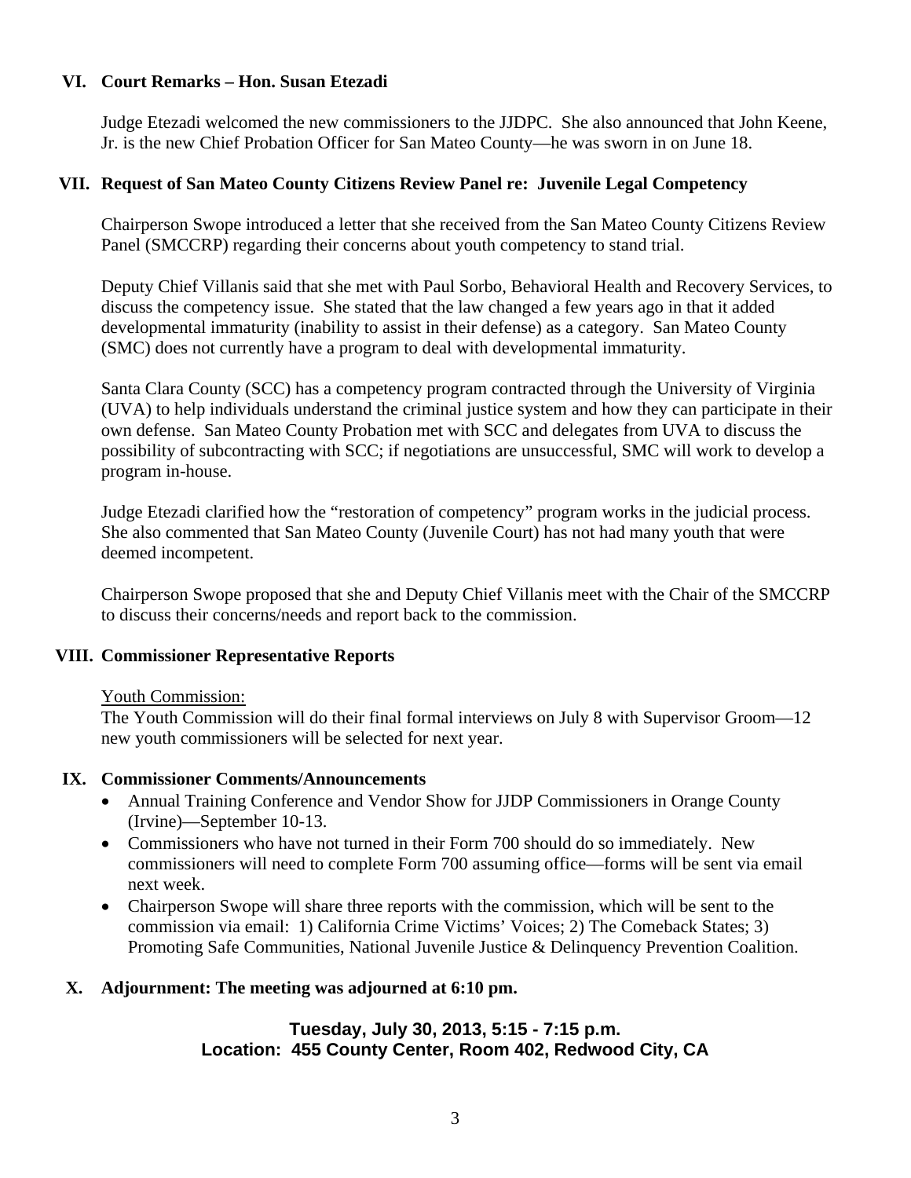### VI. Court Remarks – Hon. Susan Etezadi

Judge Etezadi welcomed the new commissioners to the JJDPC. She also announced that John Keene, Jr. is the new Chief Probation Officer for San Mateo County—he was sworn in on June 18.

### VII. Request of San Mateo County Citizens Review Panel re: Juvenile Legal Competency

Chairperson Swope introduced a letter that she received from the San Mateo County Citizens Review Panel (SMCCRP) regarding their concerns about youth competency to stand trial.

Deputy Chief Villanis said that she met with Paul Sorbo, Behavioral Health and Recovery Services, to discuss the competency issue. She stated that the law changed a few years ago in that it added developmental immaturity (inability to assist in their defense) as a category. San Mateo County (SMC) does not currently have a program to deal with developmental immaturity.

Santa Clara County (SCC) has a competency program contracted through the University of Virginia (UVA) to help individuals understand the criminal justice system and how they can participate in their own defense. San Mateo County Probation met with SCC and delegates from UVA to discuss the possibility of subcontracting with SCC; if negotiations are unsuccessful, SMC will work to develop a program in-house.

Judge Etezadi clarified how the "restoration of competency" program works in the judicial process. She also commented that San Mateo County (Juvenile Court) has not had many youth that were deemed incompetent.

Chairperson Swope proposed that she and Deputy Chief Villanis meet with the Chair of the SMCCRP to discuss their concerns/needs and report back to the commission.

### VIII. Commissioner Representative Reports

Youth Commission:
The Youth Commission will do their final formal interviews on July 8 with Supervisor Groom—12 new youth commissioners will be selected for next year.

### IX. Commissioner Comments/Announcements

- Annual Training Conference and Vendor Show for JJDP Commissioners in Orange County (Irvine)—September 10-13.
- Commissioners who have not turned in their Form 700 should do so immediately. New commissioners will need to complete Form 700 assuming office—forms will be sent via email next week.
- Chairperson Swope will share three reports with the commission, which will be sent to the commission via email: 1) California Crime Victims' Voices; 2) The Comeback States; 3) Promoting Safe Communities, National Juvenile Justice & Delinquency Prevention Coalition.

### X. Adjournment: The meeting was adjourned at 6:10 pm.

**Tuesday, July 30, 2013, 5:15 - 7:15 p.m.**
**Location: 455 County Center, Room 402, Redwood City, CA**